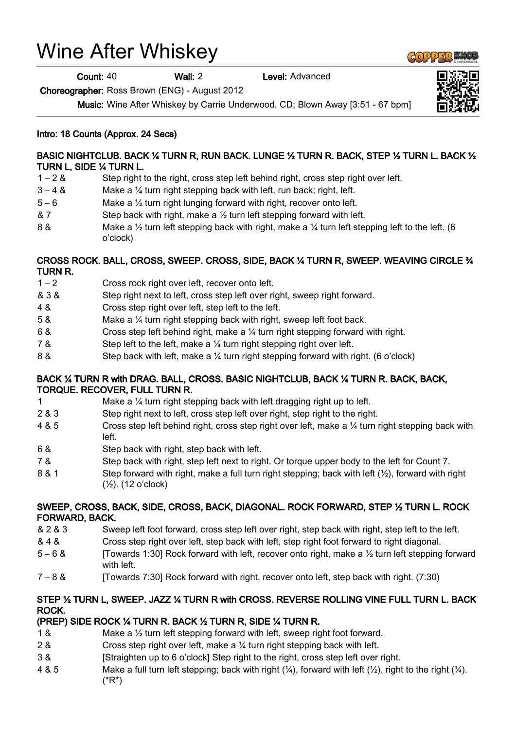# Wine After Whiskey

**Count:** 40 **Wall:** 2 **Level:** Advanced

**Choreographer:** Ross Brown (ENG) - August 2012

**Music:** Wine After Whiskey by Carrie Underwood. CD; Blown Away [3:51 - 67 bpm]

**Intro: 18 Counts (Approx. 24 Secs)**

**BASIC NIGHTCLUB. BACK ¼ TURN R, RUN BACK. LUNGE ½ TURN R. BACK, STEP ½ TURN L. BACK ½ TURN L, SIDE ¼ TURN L.**

| | |
|---|---|
| 1 – 2 & | Step right to the right, cross step left behind right, cross step right over left. |
| 3 – 4 & | Make a ¼ turn right stepping back with left, run back; right, left. |
| 5 – 6 | Make a ½ turn right lunging forward with right, recover onto left. |
| & 7 | Step back with right, make a ½ turn left stepping forward with left. |
| 8 & | Make a ½ turn left stepping back with right, make a ¼ turn left stepping left to the left. (6 o'clock) |

**CROSS ROCK. BALL, CROSS, SWEEP. CROSS, SIDE, BACK ¼ TURN R, SWEEP. WEAVING CIRCLE ¾ TURN R.**

| | |
|---|---|
| 1 – 2 | Cross rock right over left, recover onto left. |
| & 3 & | Step right next to left, cross step left over right, sweep right forward. |
| 4 & | Cross step right over left, step left to the left. |
| 5 & | Make a ¼ turn right stepping back with right, sweep left foot back. |
| 6 & | Cross step left behind right, make a ¼ turn right stepping forward with right. |
| 7 & | Step left to the left, make a ¼ turn right stepping right over left. |
| 8 & | Step back with left, make a ¼ turn right stepping forward with right. (6 o'clock) |

**BACK ¼ TURN R with DRAG. BALL, CROSS. BASIC NIGHTCLUB, BACK ¼ TURN R. BACK, BACK, TORQUE. RECOVER, FULL TURN R.**

| | |
|---|---|
| 1 | Make a ¼ turn right stepping back with left dragging right up to left. |
| 2 & 3 | Step right next to left, cross step left over right, step right to the right. |
| 4 & 5 | Cross step left behind right, cross step right over left, make a ¼ turn right stepping back with left. |
| 6 & | Step back with right, step back with left. |
| 7 & | Step back with right, step left next to right. Or torque upper body to the left for Count 7. |
| 8 & 1 | Step forward with right, make a full turn right stepping; back with left (½), forward with right (½). (12 o'clock) |

**SWEEP, CROSS, BACK, SIDE, CROSS, BACK, DIAGONAL. ROCK FORWARD, STEP ½ TURN L. ROCK FORWARD, BACK.**

| | |
|---|---|
| & 2 & 3 | Sweep left foot forward, cross step left over right, step back with right, step left to the left. |
| & 4 & | Cross step right over left, step back with left, step right foot forward to right diagonal. |
| 5 – 6 & | [Towards 1:30] Rock forward with left, recover onto right, make a ½ turn left stepping forward with left. |
| 7 – 8 & | [Towards 7:30] Rock forward with right, recover onto left, step back with right. (7:30) |

**STEP ½ TURN L, SWEEP. JAZZ ¼ TURN R with CROSS. REVERSE ROLLING VINE FULL TURN L. BACK ROCK.**
**(PREP) SIDE ROCK ¼ TURN R. BACK ½ TURN R, SIDE ¼ TURN R.**

| | |
|---|---|
| 1 & | Make a ½ turn left stepping forward with left, sweep right foot forward. |
| 2 & | Cross step right over left, make a ¼ turn right stepping back with left. |
| 3 & | [Straighten up to 6 o'clock] Step right to the right, cross step left over right. |
| 4 & 5 | Make a full turn left stepping; back with right (¼), forward with left (½), right to the right (¼). (*R*) |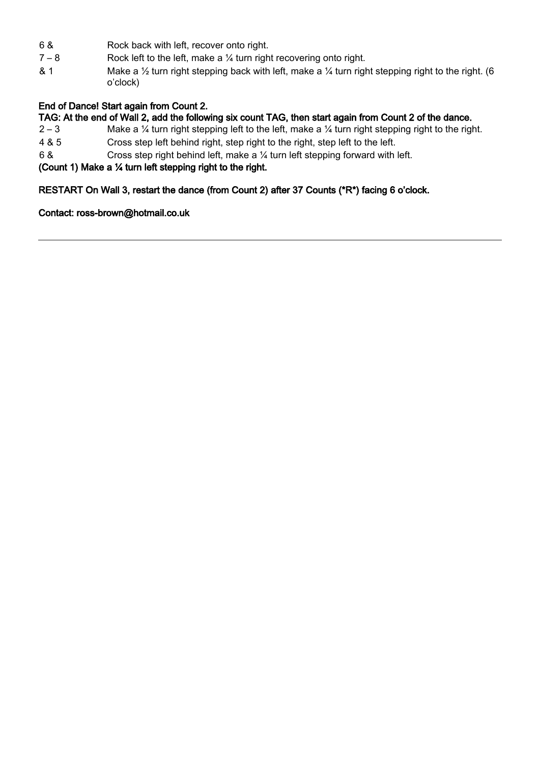| | |
|---|---|
| 6 & | Rock back with left, recover onto right. |
| 7 – 8 | Rock left to the left, make a ¼ turn right recovering onto right. |
| & 1 | Make a ½ turn right stepping back with left, make a ¼ turn right stepping right to the right. (6 o'clock) |

**End of Dance! Start again from Count 2.**

**TAG: At the end of Wall 2, add the following six count TAG, then start again from Count 2 of the dance.**

| | |
|---|---|
| 2 – 3 | Make a ¼ turn right stepping left to the left, make a ¼ turn right stepping right to the right. |
| 4 & 5 | Cross step left behind right, step right to the right, step left to the left. |
| 6 & | Cross step right behind left, make a ¼ turn left stepping forward with left. |

**(Count 1) Make a ¼ turn left stepping right to the right.**

**RESTART On Wall 3, restart the dance (from Count 2) after 37 Counts (*R*) facing 6 o'clock.**

**Contact: ross-brown@hotmail.co.uk**

---